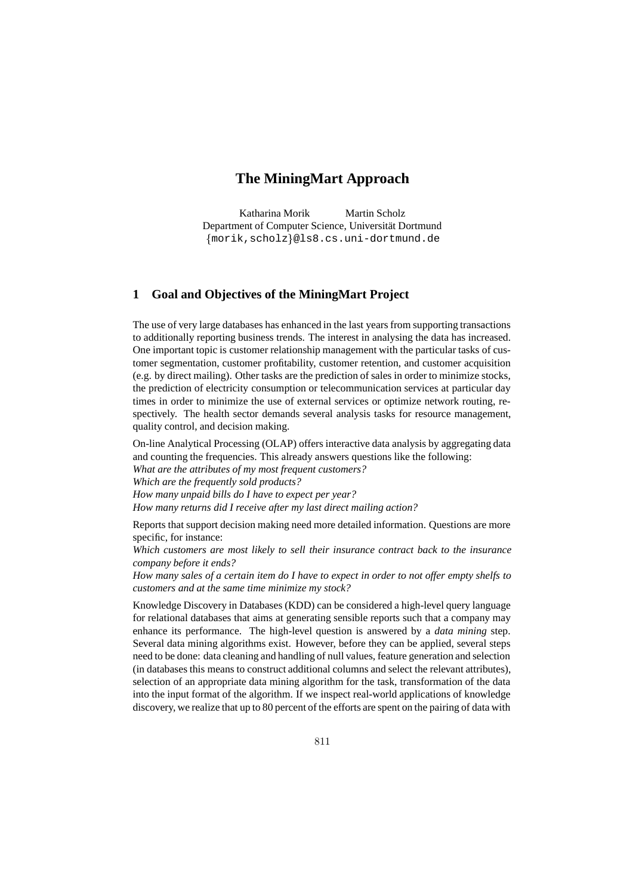# The MiningMart Approach

Katharina Morik Martin Scholz
Department of Computer Science, Universität Dortmund
{morik,scholz}@ls8.cs.uni-dortmund.de

## 1 Goal and Objectives of the MiningMart Project

The use of very large databases has enhanced in the last years from supporting transactions to additionally reporting business trends. The interest in analysing the data has increased. One important topic is customer relationship management with the particular tasks of customer segmentation, customer profitability, customer retention, and customer acquisition (e.g. by direct mailing). Other tasks are the prediction of sales in order to minimize stocks, the prediction of electricity consumption or telecommunication services at particular day times in order to minimize the use of external services or optimize network routing, respectively. The health sector demands several analysis tasks for resource management, quality control, and decision making.

On-line Analytical Processing (OLAP) offers interactive data analysis by aggregating data and counting the frequencies. This already answers questions like the following:
*What are the attributes of my most frequent customers?*
*Which are the frequently sold products?*
*How many unpaid bills do I have to expect per year?*
*How many returns did I receive after my last direct mailing action?*

Reports that support decision making need more detailed information. Questions are more specific, for instance:
*Which customers are most likely to sell their insurance contract back to the insurance company before it ends?*
*How many sales of a certain item do I have to expect in order to not offer empty shelfs to customers and at the same time minimize my stock?*

Knowledge Discovery in Databases (KDD) can be considered a high-level query language for relational databases that aims at generating sensible reports such that a company may enhance its performance. The high-level question is answered by a *data mining* step. Several data mining algorithms exist. However, before they can be applied, several steps need to be done: data cleaning and handling of null values, feature generation and selection (in databases this means to construct additional columns and select the relevant attributes), selection of an appropriate data mining algorithm for the task, transformation of the data into the input format of the algorithm. If we inspect real-world applications of knowledge discovery, we realize that up to 80 percent of the efforts are spent on the pairing of data with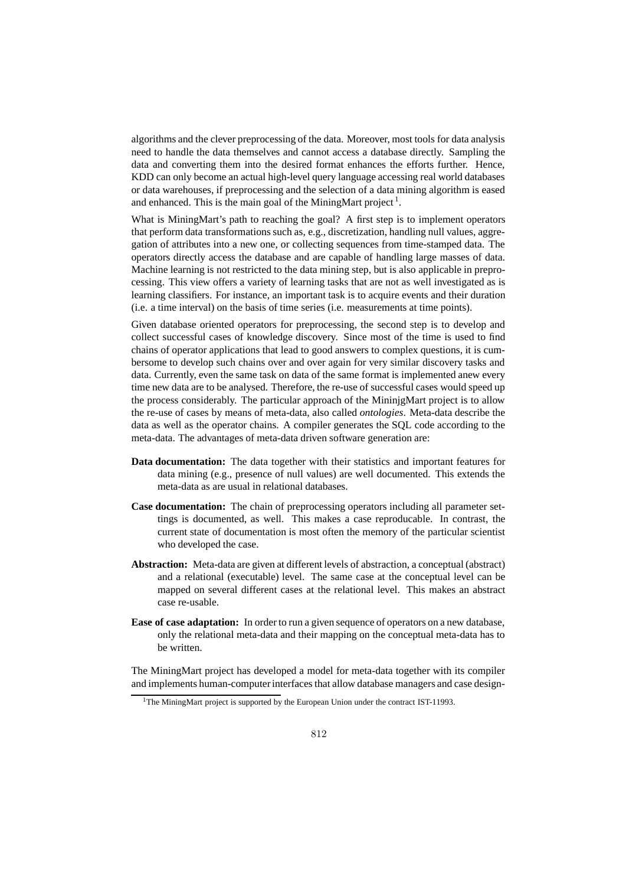algorithms and the clever preprocessing of the data. Moreover, most tools for data analysis need to handle the data themselves and cannot access a database directly. Sampling the data and converting them into the desired format enhances the efforts further. Hence, KDD can only become an actual high-level query language accessing real world databases or data warehouses, if preprocessing and the selection of a data mining algorithm is eased and enhanced. This is the main goal of the MiningMart project [1].

What is MiningMart's path to reaching the goal? A first step is to implement operators that perform data transformations such as, e.g., discretization, handling null values, aggregation of attributes into a new one, or collecting sequences from time-stamped data. The operators directly access the database and are capable of handling large masses of data. Machine learning is not restricted to the data mining step, but is also applicable in preprocessing. This view offers a variety of learning tasks that are not as well investigated as is learning classifiers. For instance, an important task is to acquire events and their duration (i.e. a time interval) on the basis of time series (i.e. measurements at time points).

Given database oriented operators for preprocessing, the second step is to develop and collect successful cases of knowledge discovery. Since most of the time is used to find chains of operator applications that lead to good answers to complex questions, it is cumbersome to develop such chains over and over again for very similar discovery tasks and data. Currently, even the same task on data of the same format is implemented anew every time new data are to be analysed. Therefore, the re-use of successful cases would speed up the process considerably. The particular approach of the MininjgMart project is to allow the re-use of cases by means of meta-data, also called *ontologies*. Meta-data describe the data as well as the operator chains. A compiler generates the SQL code according to the meta-data. The advantages of meta-data driven software generation are:

- **Data documentation:** The data together with their statistics and important features for data mining (e.g., presence of null values) are well documented. This extends the meta-data as are usual in relational databases.
- **Case documentation:** The chain of preprocessing operators including all parameter settings is documented, as well. This makes a case reproducable. In contrast, the current state of documentation is most often the memory of the particular scientist who developed the case.
- **Abstraction:** Meta-data are given at different levels of abstraction, a conceptual (abstract) and a relational (executable) level. The same case at the conceptual level can be mapped on several different cases at the relational level. This makes an abstract case re-usable.
- **Ease of case adaptation:** In order to run a given sequence of operators on a new database, only the relational meta-data and their mapping on the conceptual meta-data has to be written.

The MiningMart project has developed a model for meta-data together with its compiler and implements human-computer interfaces that allow database managers and case design-

[1] The MiningMart project is supported by the European Union under the contract IST-11993.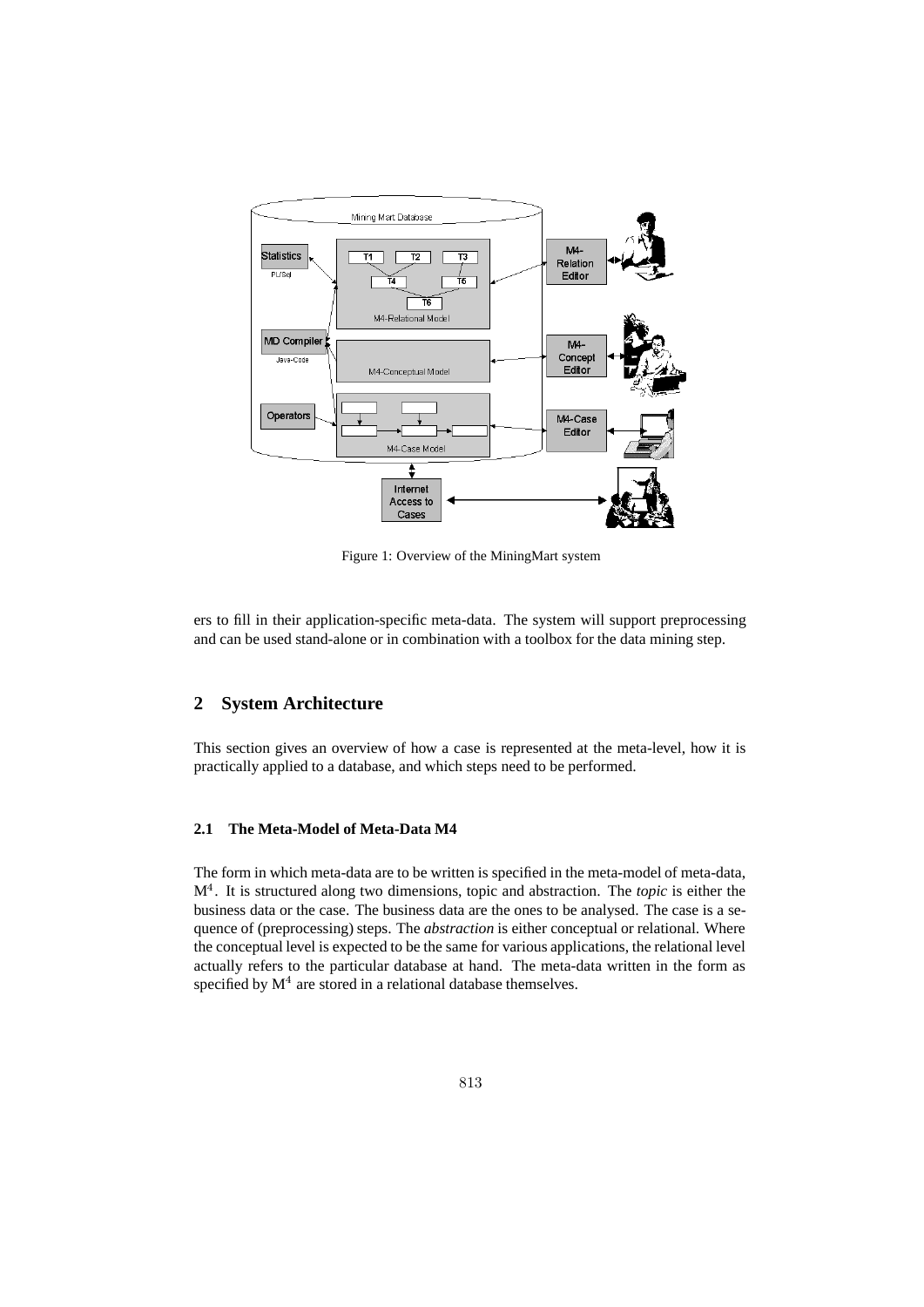Figure 1: Overview of the MiningMart system

ers to fill in their application-specific meta-data. The system will support preprocessing and can be used stand-alone or in combination with a toolbox for the data mining step.

## 2 System Architecture

This section gives an overview of how a case is represented at the meta-level, how it is practically applied to a database, and which steps need to be performed.

### 2.1 The Meta-Model of Meta-Data M4

The form in which meta-data are to be written is specified in the meta-model of meta-data, $M^4$. It is structured along two dimensions, topic and abstraction. The *topic* is either the business data or the case. The business data are the ones to be analysed. The case is a sequence of (preprocessing) steps. The *abstraction* is either conceptual or relational. Where the conceptual level is expected to be the same for various applications, the relational level actually refers to the particular database at hand. The meta-data written in the form as specified by $M^4$ are stored in a relational database themselves.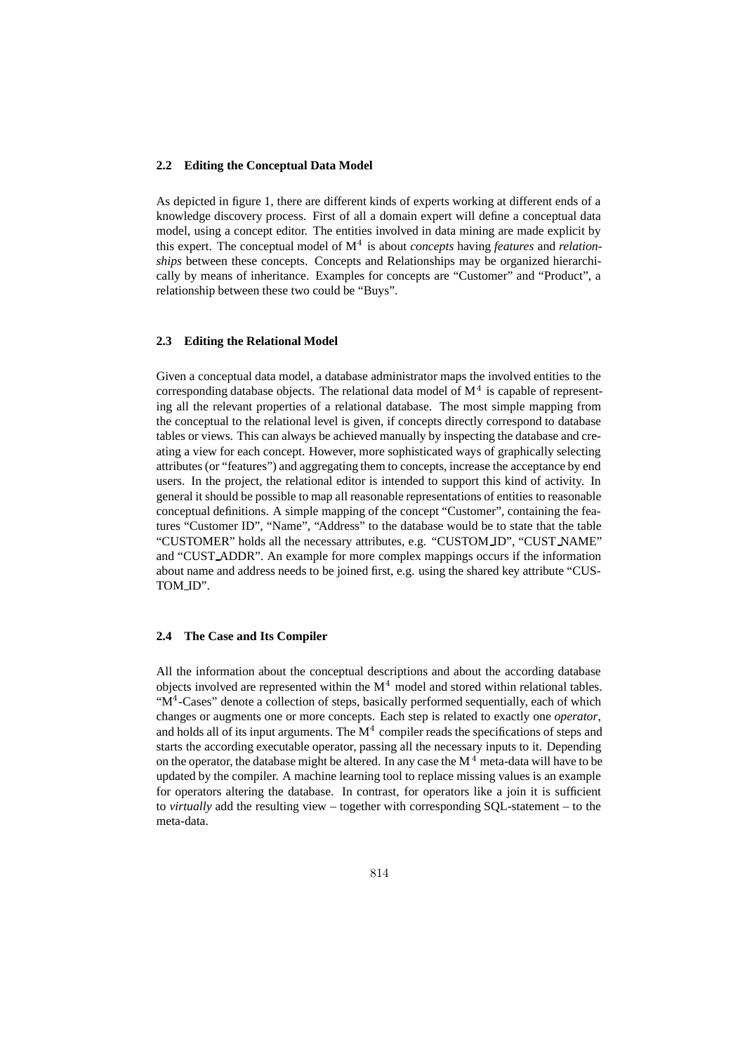### 2.2 Editing the Conceptual Data Model

As depicted in figure 1, there are different kinds of experts working at different ends of a knowledge discovery process. First of all a domain expert will define a conceptual data model, using a concept editor. The entities involved in data mining are made explicit by this expert. The conceptual model of $M^4$ is about *concepts* having *features* and *relationships* between these concepts. Concepts and Relationships may be organized hierarchically by means of inheritance. Examples for concepts are "Customer" and "Product", a relationship between these two could be "Buys".

### 2.3 Editing the Relational Model

Given a conceptual data model, a database administrator maps the involved entities to the corresponding database objects. The relational data model of $M^4$ is capable of representing all the relevant properties of a relational database. The most simple mapping from the conceptual to the relational level is given, if concepts directly correspond to database tables or views. This can always be achieved manually by inspecting the database and creating a view for each concept. However, more sophisticated ways of graphically selecting attributes (or "features") and aggregating them to concepts, increase the acceptance by end users. In the project, the relational editor is intended to support this kind of activity. In general it should be possible to map all reasonable representations of entities to reasonable conceptual definitions. A simple mapping of the concept "Customer", containing the features "Customer ID", "Name", "Address" to the database would be to state that the table "CUSTOMER" holds all the necessary attributes, e.g. "CUSTOM_ID", "CUST_NAME" and "CUST_ADDR". An example for more complex mappings occurs if the information about name and address needs to be joined first, e.g. using the shared key attribute "CUSTOM_ID".

### 2.4 The Case and Its Compiler

All the information about the conceptual descriptions and about the according database objects involved are represented within the $M^4$ model and stored within relational tables. "$M^4$-Cases" denote a collection of steps, basically performed sequentially, each of which changes or augments one or more concepts. Each step is related to exactly one *operator*, and holds all of its input arguments. The $M^4$ compiler reads the specifications of steps and starts the according executable operator, passing all the necessary inputs to it. Depending on the operator, the database might be altered. In any case the $M^4$ meta-data will have to be updated by the compiler. A machine learning tool to replace missing values is an example for operators altering the database. In contrast, for operators like a join it is sufficient to *virtually* add the resulting view – together with corresponding SQL-statement – to the meta-data.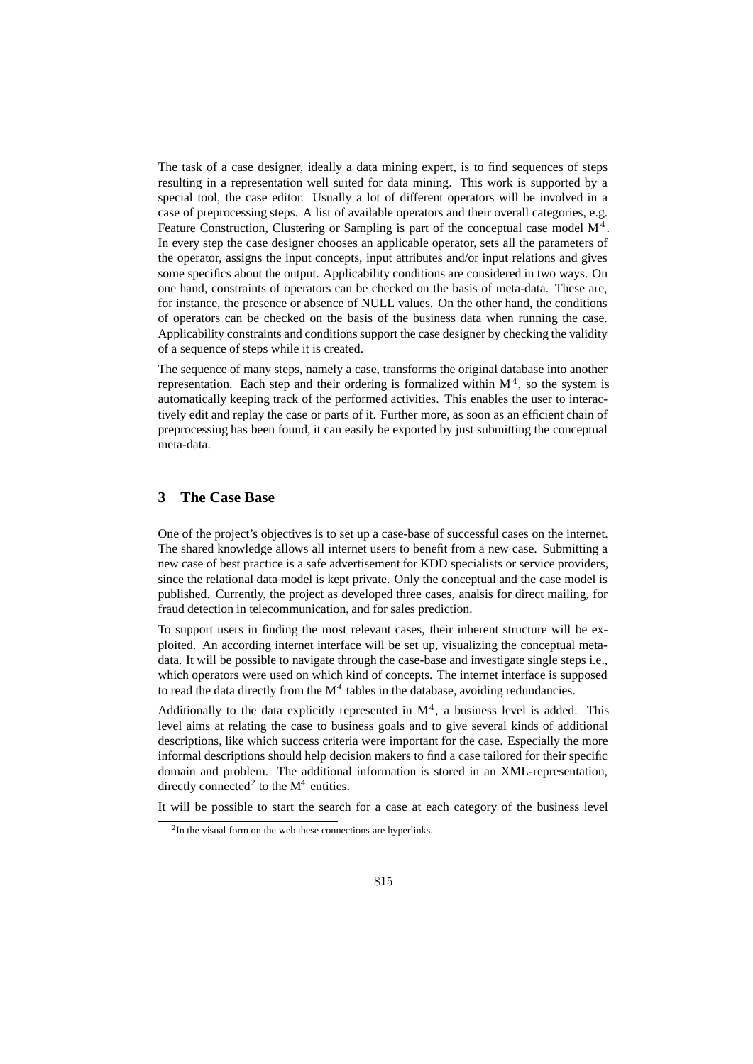The task of a case designer, ideally a data mining expert, is to find sequences of steps resulting in a representation well suited for data mining. This work is supported by a special tool, the case editor. Usually a lot of different operators will be involved in a case of preprocessing steps. A list of available operators and their overall categories, e.g. Feature Construction, Clustering or Sampling is part of the conceptual case model $M^4$. In every step the case designer chooses an applicable operator, sets all the parameters of the operator, assigns the input concepts, input attributes and/or input relations and gives some specifics about the output. Applicability conditions are considered in two ways. On one hand, constraints of operators can be checked on the basis of meta-data. These are, for instance, the presence or absence of NULL values. On the other hand, the conditions of operators can be checked on the basis of the business data when running the case. Applicability constraints and conditions support the case designer by checking the validity of a sequence of steps while it is created.

The sequence of many steps, namely a case, transforms the original database into another representation. Each step and their ordering is formalized within $M^4$, so the system is automatically keeping track of the performed activities. This enables the user to interactively edit and replay the case or parts of it. Further more, as soon as an efficient chain of preprocessing has been found, it can easily be exported by just submitting the conceptual meta-data.

## 3 The Case Base

One of the project's objectives is to set up a case-base of successful cases on the internet. The shared knowledge allows all internet users to benefit from a new case. Submitting a new case of best practice is a safe advertisement for KDD specialists or service providers, since the relational data model is kept private. Only the conceptual and the case model is published. Currently, the project as developed three cases, analsis for direct mailing, for fraud detection in telecommunication, and for sales prediction.

To support users in finding the most relevant cases, their inherent structure will be exploited. An according internet interface will be set up, visualizing the conceptual meta-data. It will be possible to navigate through the case-base and investigate single steps i.e., which operators were used on which kind of concepts. The internet interface is supposed to read the data directly from the $M^4$ tables in the database, avoiding redundancies.

Additionally to the data explicitly represented in $M^4$, a business level is added. This level aims at relating the case to business goals and to give several kinds of additional descriptions, like which success criteria were important for the case. Especially the more informal descriptions should help decision makers to find a case tailored for their specific domain and problem. The additional information is stored in an XML-representation, directly connected[2] to the $M^4$ entities.

It will be possible to start the search for a case at each category of the business level

[2] In the visual form on the web these connections are hyperlinks.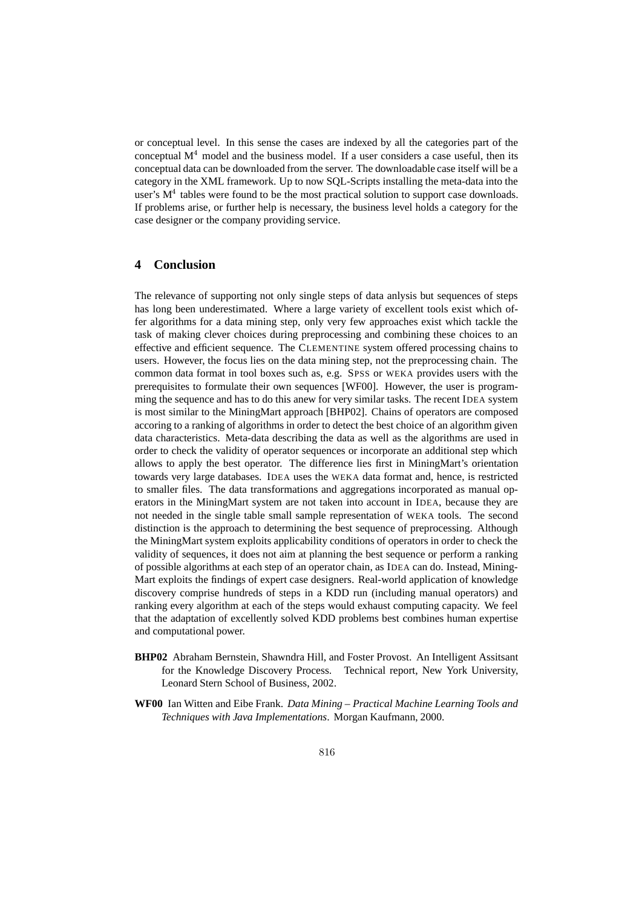or conceptual level. In this sense the cases are indexed by all the categories part of the conceptual $M^4$ model and the business model. If a user considers a case useful, then its conceptual data can be downloaded from the server. The downloadable case itself will be a category in the XML framework. Up to now SQL-Scripts installing the meta-data into the user's $M^4$ tables were found to be the most practical solution to support case downloads. If problems arise, or further help is necessary, the business level holds a category for the case designer or the company providing service.

## 4 Conclusion

The relevance of supporting not only single steps of data anlysis but sequences of steps has long been underestimated. Where a large variety of excellent tools exist which offer algorithms for a data mining step, only very few approaches exist which tackle the task of making clever choices during preprocessing and combining these choices to an effective and efficient sequence. The CLEMENTINE system offered processing chains to users. However, the focus lies on the data mining step, not the preprocessing chain. The common data format in tool boxes such as, e.g. SPSS or WEKA provides users with the prerequisites to formulate their own sequences [WF00]. However, the user is programming the sequence and has to do this anew for very similar tasks. The recent IDEA system is most similar to the MiningMart approach [BHP02]. Chains of operators are composed accoring to a ranking of algorithms in order to detect the best choice of an algorithm given data characteristics. Meta-data describing the data as well as the algorithms are used in order to check the validity of operator sequences or incorporate an additional step which allows to apply the best operator. The difference lies first in MiningMart's orientation towards very large databases. IDEA uses the WEKA data format and, hence, is restricted to smaller files. The data transformations and aggregations incorporated as manual operators in the MiningMart system are not taken into account in IDEA, because they are not needed in the single table small sample representation of WEKA tools. The second distinction is the approach to determining the best sequence of preprocessing. Although the MiningMart system exploits applicability conditions of operators in order to check the validity of sequences, it does not aim at planning the best sequence or perform a ranking of possible algorithms at each step of an operator chain, as IDEA can do. Instead, MiningMart exploits the findings of expert case designers. Real-world application of knowledge discovery comprise hundreds of steps in a KDD run (including manual operators) and ranking every algorithm at each of the steps would exhaust computing capacity. We feel that the adaptation of excellently solved KDD problems best combines human expertise and computational power.

**BHP02** Abraham Bernstein, Shawndra Hill, and Foster Provost. An Intelligent Assitsant for the Knowledge Discovery Process. Technical report, New York University, Leonard Stern School of Business, 2002.

**WF00** Ian Witten and Eibe Frank. *Data Mining – Practical Machine Learning Tools and Techniques with Java Implementations*. Morgan Kaufmann, 2000.